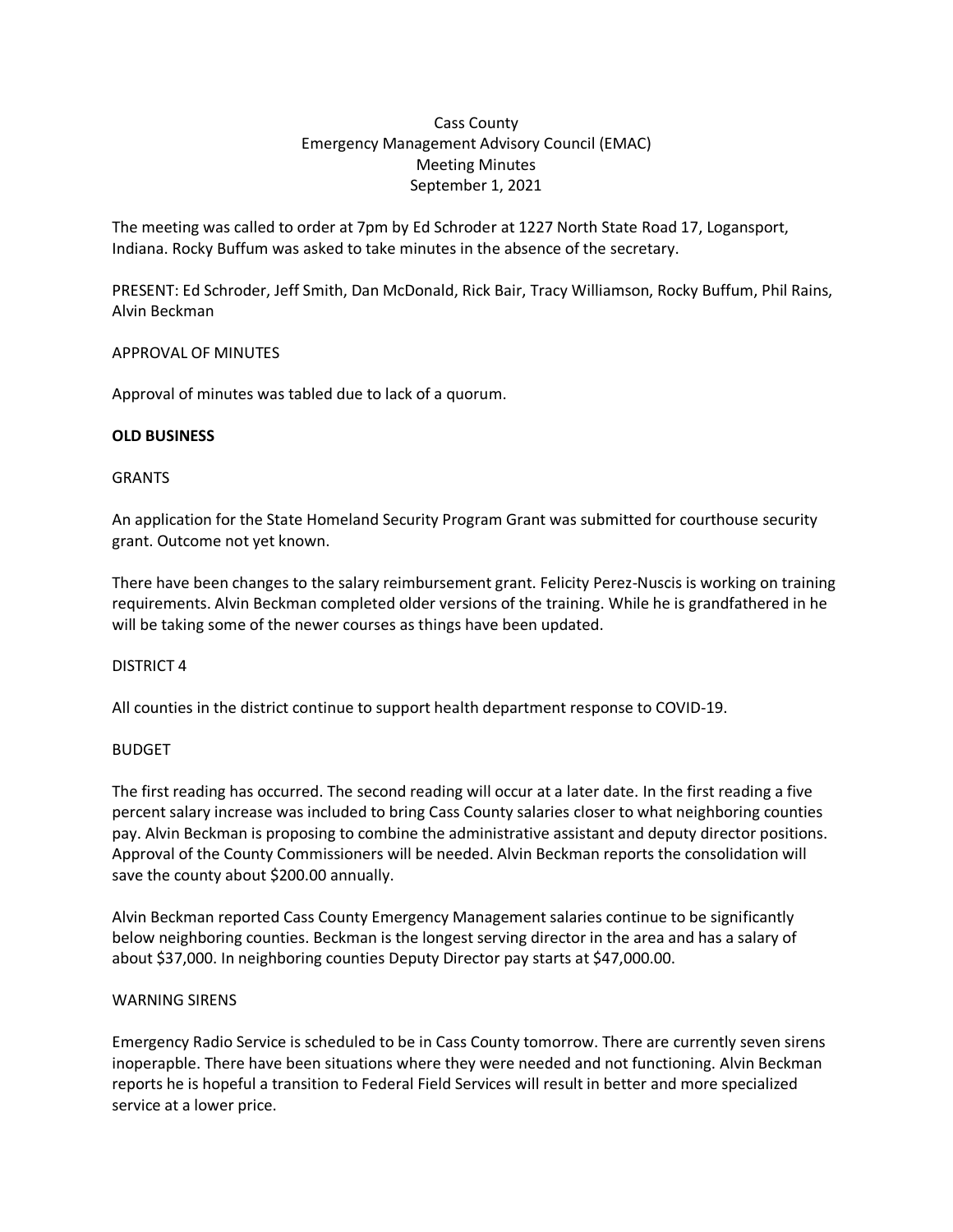Cass County
Emergency Management Advisory Council (EMAC)
Meeting Minutes
September 1, 2021

The meeting was called to order at 7pm by Ed Schroder at 1227 North State Road 17, Logansport, Indiana. Rocky Buffum was asked to take minutes in the absence of the secretary.

PRESENT: Ed Schroder, Jeff Smith, Dan McDonald, Rick Bair, Tracy Williamson, Rocky Buffum, Phil Rains, Alvin Beckman

APPROVAL OF MINUTES

Approval of minutes was tabled due to lack of a quorum.

**OLD BUSINESS**

GRANTS

An application for the State Homeland Security Program Grant was submitted for courthouse security grant. Outcome not yet known.

There have been changes to the salary reimbursement grant. Felicity Perez-Nuscis is working on training requirements. Alvin Beckman completed older versions of the training. While he is grandfathered in he will be taking some of the newer courses as things have been updated.

DISTRICT 4

All counties in the district continue to support health department response to COVID-19.

BUDGET

The first reading has occurred. The second reading will occur at a later date. In the first reading a five percent salary increase was included to bring Cass County salaries closer to what neighboring counties pay. Alvin Beckman is proposing to combine the administrative assistant and deputy director positions. Approval of the County Commissioners will be needed. Alvin Beckman reports the consolidation will save the county about $200.00 annually.

Alvin Beckman reported Cass County Emergency Management salaries continue to be significantly below neighboring counties. Beckman is the longest serving director in the area and has a salary of about $37,000. In neighboring counties Deputy Director pay starts at $47,000.00.

WARNING SIRENS

Emergency Radio Service is scheduled to be in Cass County tomorrow. There are currently seven sirens inoperapble. There have been situations where they were needed and not functioning. Alvin Beckman reports he is hopeful a transition to Federal Field Services will result in better and more specialized service at a lower price.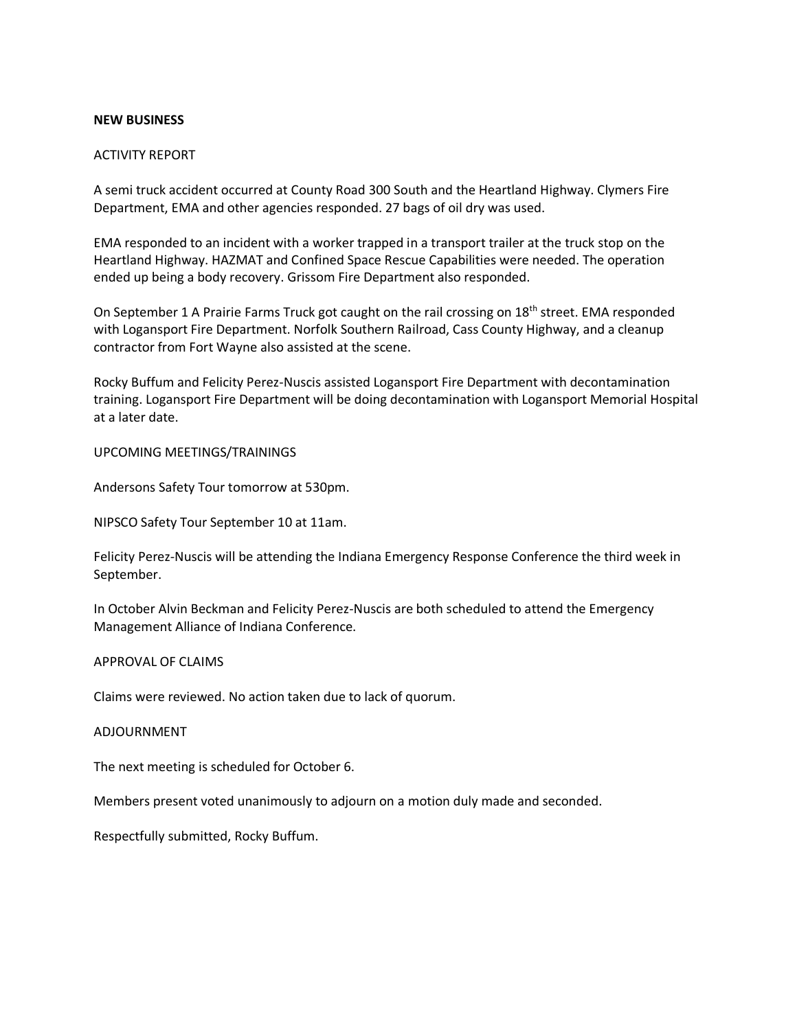**NEW BUSINESS**

ACTIVITY REPORT

A semi truck accident occurred at County Road 300 South and the Heartland Highway. Clymers Fire Department, EMA and other agencies responded. 27 bags of oil dry was used.

EMA responded to an incident with a worker trapped in a transport trailer at the truck stop on the Heartland Highway. HAZMAT and Confined Space Rescue Capabilities were needed. The operation ended up being a body recovery. Grissom Fire Department also responded.

On September 1 A Prairie Farms Truck got caught on the rail crossing on 18th street. EMA responded with Logansport Fire Department. Norfolk Southern Railroad, Cass County Highway, and a cleanup contractor from Fort Wayne also assisted at the scene.

Rocky Buffum and Felicity Perez-Nuscis assisted Logansport Fire Department with decontamination training. Logansport Fire Department will be doing decontamination with Logansport Memorial Hospital at a later date.

UPCOMING MEETINGS/TRAININGS

Andersons Safety Tour tomorrow at 530pm.

NIPSCO Safety Tour September 10 at 11am.

Felicity Perez-Nuscis will be attending the Indiana Emergency Response Conference the third week in September.

In October Alvin Beckman and Felicity Perez-Nuscis are both scheduled to attend the Emergency Management Alliance of Indiana Conference.

APPROVAL OF CLAIMS

Claims were reviewed. No action taken due to lack of quorum.

ADJOURNMENT

The next meeting is scheduled for October 6.

Members present voted unanimously to adjourn on a motion duly made and seconded.

Respectfully submitted, Rocky Buffum.